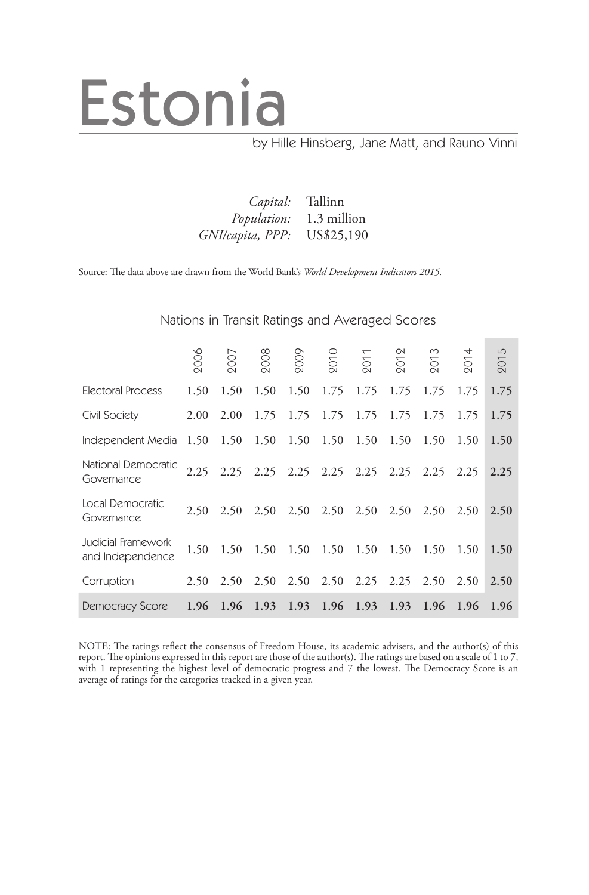# Estonia

by Hille Hinsberg, Jane Matt, and Rauno Vinni

*Capital:* Tallinn
*Population:* 1.3 million
*GNI/capita, PPP:* US$25,190

Source: The data above are drawn from the World Bank's *World Development Indicators 2015.*

## Nations in Transit Ratings and Averaged Scores

| | 2006 | 2007 | 2008 | 2009 | 2010 | 2011 | 2012 | 2013 | 2014 | 2015 |
|---|---|---|---|---|---|---|---|---|---|---|
| Electoral Process | 1.50 | 1.50 | 1.50 | 1.50 | 1.75 | 1.75 | 1.75 | 1.75 | 1.75 | **1.75** |
| Civil Society | 2.00 | 2.00 | 1.75 | 1.75 | 1.75 | 1.75 | 1.75 | 1.75 | 1.75 | **1.75** |
| Independent Media | 1.50 | 1.50 | 1.50 | 1.50 | 1.50 | 1.50 | 1.50 | 1.50 | 1.50 | **1.50** |
| National Democratic Governance | 2.25 | 2.25 | 2.25 | 2.25 | 2.25 | 2.25 | 2.25 | 2.25 | 2.25 | **2.25** |
| Local Democratic Governance | 2.50 | 2.50 | 2.50 | 2.50 | 2.50 | 2.50 | 2.50 | 2.50 | 2.50 | **2.50** |
| Judicial Framework and Independence | 1.50 | 1.50 | 1.50 | 1.50 | 1.50 | 1.50 | 1.50 | 1.50 | 1.50 | **1.50** |
| Corruption | 2.50 | 2.50 | 2.50 | 2.50 | 2.50 | 2.25 | 2.25 | 2.50 | 2.50 | **2.50** |
| Democracy Score | **1.96** | **1.96** | **1.93** | **1.93** | **1.96** | **1.93** | **1.93** | **1.96** | **1.96** | **1.96** |

NOTE: The ratings reflect the consensus of Freedom House, its academic advisers, and the author(s) of this report. The opinions expressed in this report are those of the author(s). The ratings are based on a scale of 1 to 7, with 1 representing the highest level of democratic progress and 7 the lowest. The Democracy Score is an average of ratings for the categories tracked in a given year.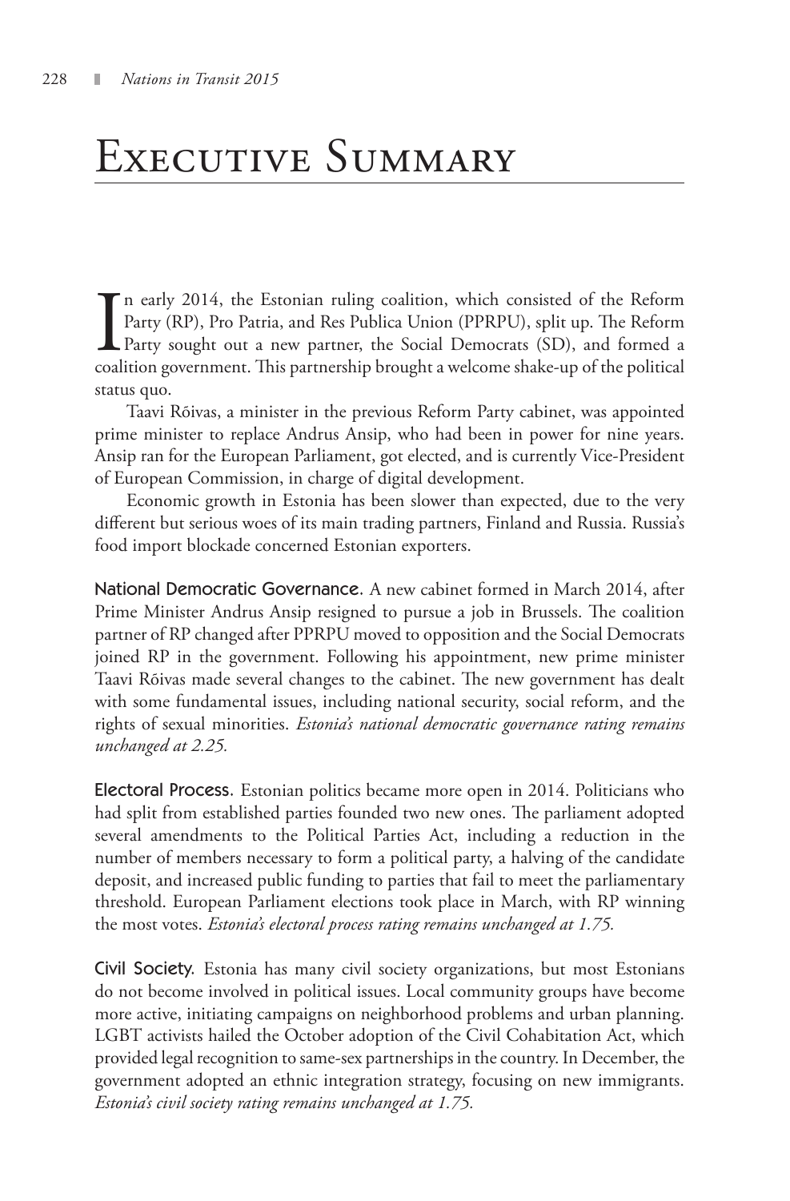# Executive Summary

In early 2014, the Estonian ruling coalition, which consisted of the Reform Party (RP), Pro Patria, and Res Publica Union (PPRPU), split up. The Reform Party sought out a new partner, the Social Democrats (SD), and formed a coalition government. This partnership brought a welcome shake-up of the political status quo.

Taavi Rõivas, a minister in the previous Reform Party cabinet, was appointed prime minister to replace Andrus Ansip, who had been in power for nine years. Ansip ran for the European Parliament, got elected, and is currently Vice-President of European Commission, in charge of digital development.

Economic growth in Estonia has been slower than expected, due to the very different but serious woes of its main trading partners, Finland and Russia. Russia's food import blockade concerned Estonian exporters.

**National Democratic Governance.** A new cabinet formed in March 2014, after Prime Minister Andrus Ansip resigned to pursue a job in Brussels. The coalition partner of RP changed after PPRPU moved to opposition and the Social Democrats joined RP in the government. Following his appointment, new prime minister Taavi Rõivas made several changes to the cabinet. The new government has dealt with some fundamental issues, including national security, social reform, and the rights of sexual minorities. *Estonia's national democratic governance rating remains unchanged at 2.25.*

**Electoral Process.** Estonian politics became more open in 2014. Politicians who had split from established parties founded two new ones. The parliament adopted several amendments to the Political Parties Act, including a reduction in the number of members necessary to form a political party, a halving of the candidate deposit, and increased public funding to parties that fail to meet the parliamentary threshold. European Parliament elections took place in March, with RP winning the most votes. *Estonia's electoral process rating remains unchanged at 1.75.*

**Civil Society.** Estonia has many civil society organizations, but most Estonians do not become involved in political issues. Local community groups have become more active, initiating campaigns on neighborhood problems and urban planning. LGBT activists hailed the October adoption of the Civil Cohabitation Act, which provided legal recognition to same-sex partnerships in the country. In December, the government adopted an ethnic integration strategy, focusing on new immigrants. *Estonia's civil society rating remains unchanged at 1.75.*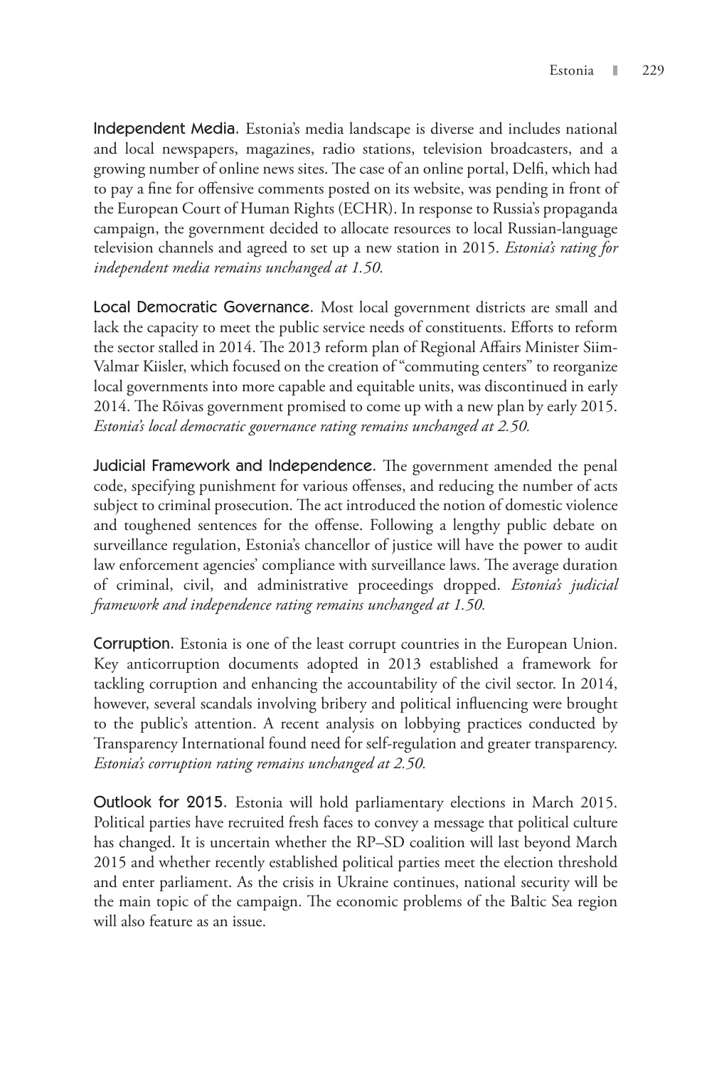**Independent Media.** Estonia's media landscape is diverse and includes national and local newspapers, magazines, radio stations, television broadcasters, and a growing number of online news sites. The case of an online portal, Delfi, which had to pay a fine for offensive comments posted on its website, was pending in front of the European Court of Human Rights (ECHR). In response to Russia's propaganda campaign, the government decided to allocate resources to local Russian-language television channels and agreed to set up a new station in 2015. *Estonia's rating for independent media remains unchanged at 1.50.*

**Local Democratic Governance.** Most local government districts are small and lack the capacity to meet the public service needs of constituents. Efforts to reform the sector stalled in 2014. The 2013 reform plan of Regional Affairs Minister Siim-Valmar Kiisler, which focused on the creation of "commuting centers" to reorganize local governments into more capable and equitable units, was discontinued in early 2014. The Rõivas government promised to come up with a new plan by early 2015. *Estonia's local democratic governance rating remains unchanged at 2.50.*

**Judicial Framework and Independence.** The government amended the penal code, specifying punishment for various offenses, and reducing the number of acts subject to criminal prosecution. The act introduced the notion of domestic violence and toughened sentences for the offense. Following a lengthy public debate on surveillance regulation, Estonia's chancellor of justice will have the power to audit law enforcement agencies' compliance with surveillance laws. The average duration of criminal, civil, and administrative proceedings dropped. *Estonia's judicial framework and independence rating remains unchanged at 1.50.*

**Corruption.** Estonia is one of the least corrupt countries in the European Union. Key anticorruption documents adopted in 2013 established a framework for tackling corruption and enhancing the accountability of the civil sector. In 2014, however, several scandals involving bribery and political influencing were brought to the public's attention. A recent analysis on lobbying practices conducted by Transparency International found need for self-regulation and greater transparency. *Estonia's corruption rating remains unchanged at 2.50.*

**Outlook for 2015.** Estonia will hold parliamentary elections in March 2015. Political parties have recruited fresh faces to convey a message that political culture has changed. It is uncertain whether the RP–SD coalition will last beyond March 2015 and whether recently established political parties meet the election threshold and enter parliament. As the crisis in Ukraine continues, national security will be the main topic of the campaign. The economic problems of the Baltic Sea region will also feature as an issue.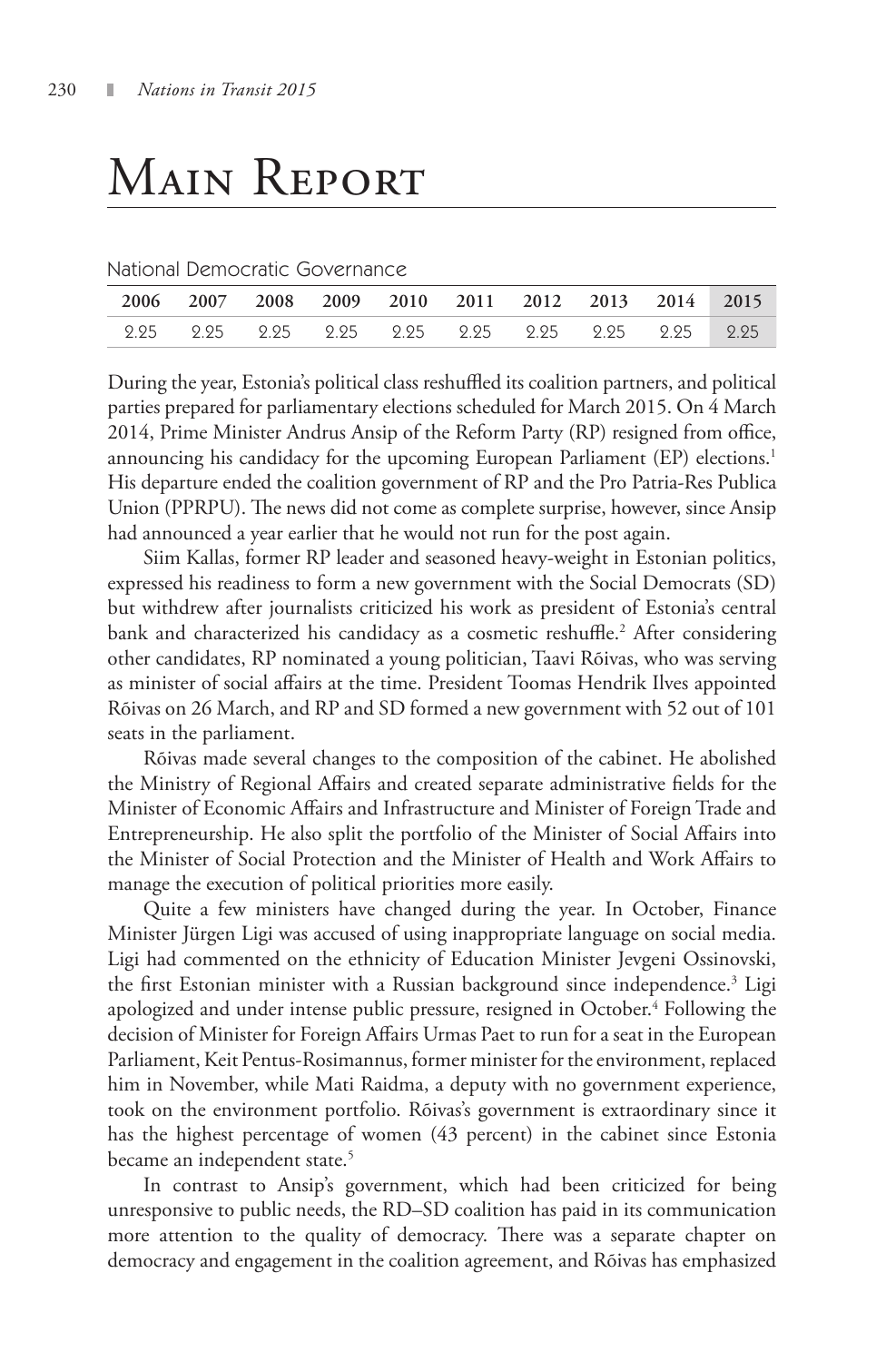# Main Report

National Democratic Governance

| 2006 | 2007 | 2008 | 2009 | 2010 | 2011 | 2012 | 2013 | 2014 | 2015 |
|---|---|---|---|---|---|---|---|---|---|
| 2.25 | 2.25 | 2.25 | 2.25 | 2.25 | 2.25 | 2.25 | 2.25 | 2.25 | 2.25 |

During the year, Estonia's political class reshuffled its coalition partners, and political parties prepared for parliamentary elections scheduled for March 2015. On 4 March 2014, Prime Minister Andrus Ansip of the Reform Party (RP) resigned from office, announcing his candidacy for the upcoming European Parliament (EP) elections.[1] His departure ended the coalition government of RP and the Pro Patria-Res Publica Union (PPRPU). The news did not come as complete surprise, however, since Ansip had announced a year earlier that he would not run for the post again.

Siim Kallas, former RP leader and seasoned heavy-weight in Estonian politics, expressed his readiness to form a new government with the Social Democrats (SD) but withdrew after journalists criticized his work as president of Estonia's central bank and characterized his candidacy as a cosmetic reshuffle.[2] After considering other candidates, RP nominated a young politician, Taavi Rõivas, who was serving as minister of social affairs at the time. President Toomas Hendrik Ilves appointed Rõivas on 26 March, and RP and SD formed a new government with 52 out of 101 seats in the parliament.

Rõivas made several changes to the composition of the cabinet. He abolished the Ministry of Regional Affairs and created separate administrative fields for the Minister of Economic Affairs and Infrastructure and Minister of Foreign Trade and Entrepreneurship. He also split the portfolio of the Minister of Social Affairs into the Minister of Social Protection and the Minister of Health and Work Affairs to manage the execution of political priorities more easily.

Quite a few ministers have changed during the year. In October, Finance Minister Jürgen Ligi was accused of using inappropriate language on social media. Ligi had commented on the ethnicity of Education Minister Jevgeni Ossinovski, the first Estonian minister with a Russian background since independence.[3] Ligi apologized and under intense public pressure, resigned in October.[4] Following the decision of Minister for Foreign Affairs Urmas Paet to run for a seat in the European Parliament, Keit Pentus-Rosimannus, former minister for the environment, replaced him in November, while Mati Raidma, a deputy with no government experience, took on the environment portfolio. Rõivas's government is extraordinary since it has the highest percentage of women (43 percent) in the cabinet since Estonia became an independent state.[5]

In contrast to Ansip's government, which had been criticized for being unresponsive to public needs, the RD–SD coalition has paid in its communication more attention to the quality of democracy. There was a separate chapter on democracy and engagement in the coalition agreement, and Rõivas has emphasized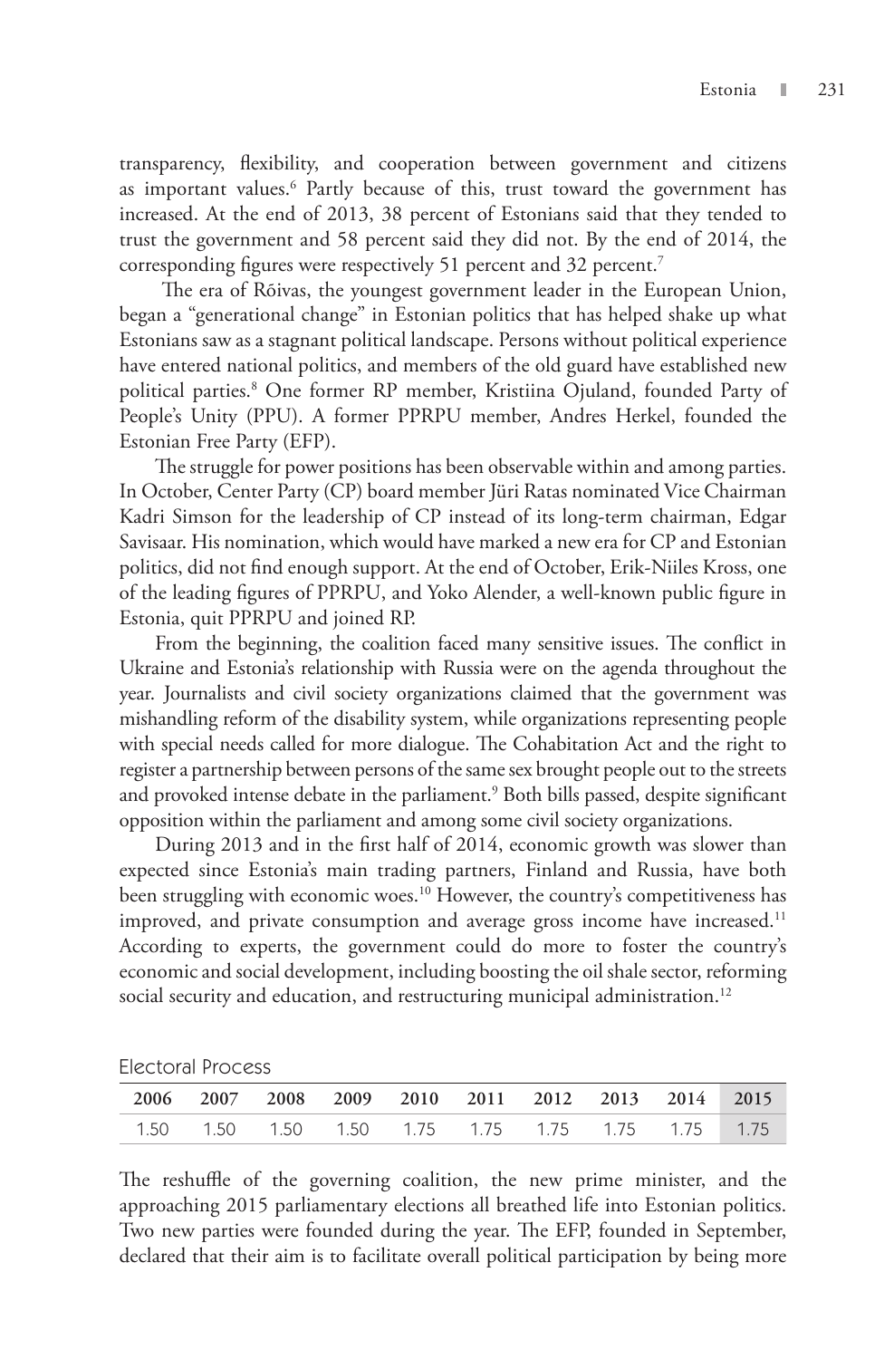transparency, flexibility, and cooperation between government and citizens as important values.[6] Partly because of this, trust toward the government has increased. At the end of 2013, 38 percent of Estonians said that they tended to trust the government and 58 percent said they did not. By the end of 2014, the corresponding figures were respectively 51 percent and 32 percent.[7]

The era of Rõivas, the youngest government leader in the European Union, began a "generational change" in Estonian politics that has helped shake up what Estonians saw as a stagnant political landscape. Persons without political experience have entered national politics, and members of the old guard have established new political parties.[8] One former RP member, Kristiina Ojuland, founded Party of People's Unity (PPU). A former PPRPU member, Andres Herkel, founded the Estonian Free Party (EFP).

The struggle for power positions has been observable within and among parties. In October, Center Party (CP) board member Jüri Ratas nominated Vice Chairman Kadri Simson for the leadership of CP instead of its long-term chairman, Edgar Savisaar. His nomination, which would have marked a new era for CP and Estonian politics, did not find enough support. At the end of October, Erik-Niiles Kross, one of the leading figures of PPRPU, and Yoko Alender, a well-known public figure in Estonia, quit PPRPU and joined RP.

From the beginning, the coalition faced many sensitive issues. The conflict in Ukraine and Estonia's relationship with Russia were on the agenda throughout the year. Journalists and civil society organizations claimed that the government was mishandling reform of the disability system, while organizations representing people with special needs called for more dialogue. The Cohabitation Act and the right to register a partnership between persons of the same sex brought people out to the streets and provoked intense debate in the parliament.[9] Both bills passed, despite significant opposition within the parliament and among some civil society organizations.

During 2013 and in the first half of 2014, economic growth was slower than expected since Estonia's main trading partners, Finland and Russia, have both been struggling with economic woes.[10] However, the country's competitiveness has improved, and private consumption and average gross income have increased.[11] According to experts, the government could do more to foster the country's economic and social development, including boosting the oil shale sector, reforming social security and education, and restructuring municipal administration.[12]

## Electoral Process

| 2006 | 2007 | 2008 | 2009 | 2010 | 2011 | 2012 | 2013 | 2014 | 2015 |
|---|---|---|---|---|---|---|---|---|---|
| 1.50 | 1.50 | 1.50 | 1.50 | 1.75 | 1.75 | 1.75 | 1.75 | 1.75 | 1.75 |

The reshuffle of the governing coalition, the new prime minister, and the approaching 2015 parliamentary elections all breathed life into Estonian politics. Two new parties were founded during the year. The EFP, founded in September, declared that their aim is to facilitate overall political participation by being more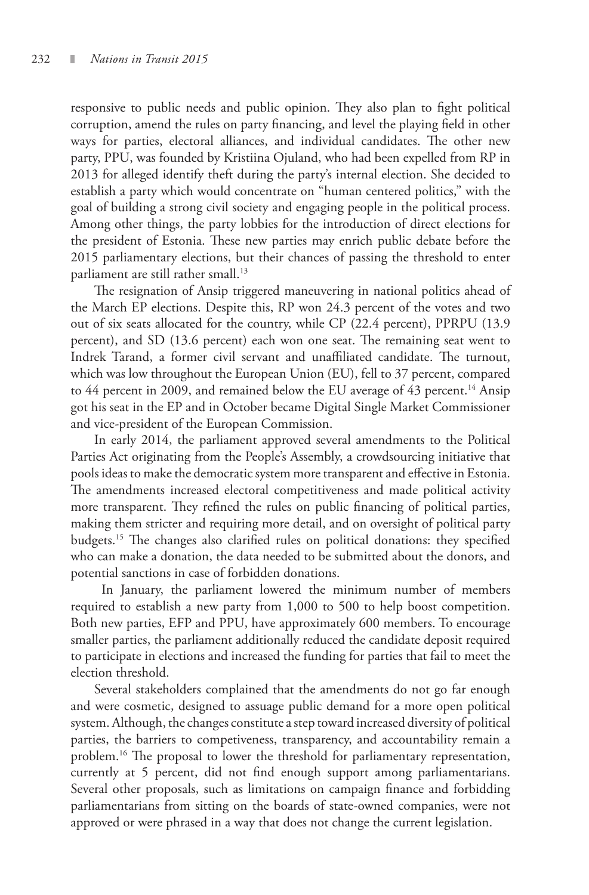responsive to public needs and public opinion. They also plan to fight political corruption, amend the rules on party financing, and level the playing field in other ways for parties, electoral alliances, and individual candidates. The other new party, PPU, was founded by Kristiina Ojuland, who had been expelled from RP in 2013 for alleged identify theft during the party's internal election. She decided to establish a party which would concentrate on "human centered politics," with the goal of building a strong civil society and engaging people in the political process. Among other things, the party lobbies for the introduction of direct elections for the president of Estonia. These new parties may enrich public debate before the 2015 parliamentary elections, but their chances of passing the threshold to enter parliament are still rather small.[13]

The resignation of Ansip triggered maneuvering in national politics ahead of the March EP elections. Despite this, RP won 24.3 percent of the votes and two out of six seats allocated for the country, while CP (22.4 percent), PPRPU (13.9 percent), and SD (13.6 percent) each won one seat. The remaining seat went to Indrek Tarand, a former civil servant and unaffiliated candidate. The turnout, which was low throughout the European Union (EU), fell to 37 percent, compared to 44 percent in 2009, and remained below the EU average of 43 percent.[14] Ansip got his seat in the EP and in October became Digital Single Market Commissioner and vice-president of the European Commission.

In early 2014, the parliament approved several amendments to the Political Parties Act originating from the People's Assembly, a crowdsourcing initiative that pools ideas to make the democratic system more transparent and effective in Estonia. The amendments increased electoral competitiveness and made political activity more transparent. They refined the rules on public financing of political parties, making them stricter and requiring more detail, and on oversight of political party budgets.[15] The changes also clarified rules on political donations: they specified who can make a donation, the data needed to be submitted about the donors, and potential sanctions in case of forbidden donations.

In January, the parliament lowered the minimum number of members required to establish a new party from 1,000 to 500 to help boost competition. Both new parties, EFP and PPU, have approximately 600 members. To encourage smaller parties, the parliament additionally reduced the candidate deposit required to participate in elections and increased the funding for parties that fail to meet the election threshold.

Several stakeholders complained that the amendments do not go far enough and were cosmetic, designed to assuage public demand for a more open political system. Although, the changes constitute a step toward increased diversity of political parties, the barriers to competiveness, transparency, and accountability remain a problem.[16] The proposal to lower the threshold for parliamentary representation, currently at 5 percent, did not find enough support among parliamentarians. Several other proposals, such as limitations on campaign finance and forbidding parliamentarians from sitting on the boards of state-owned companies, were not approved or were phrased in a way that does not change the current legislation.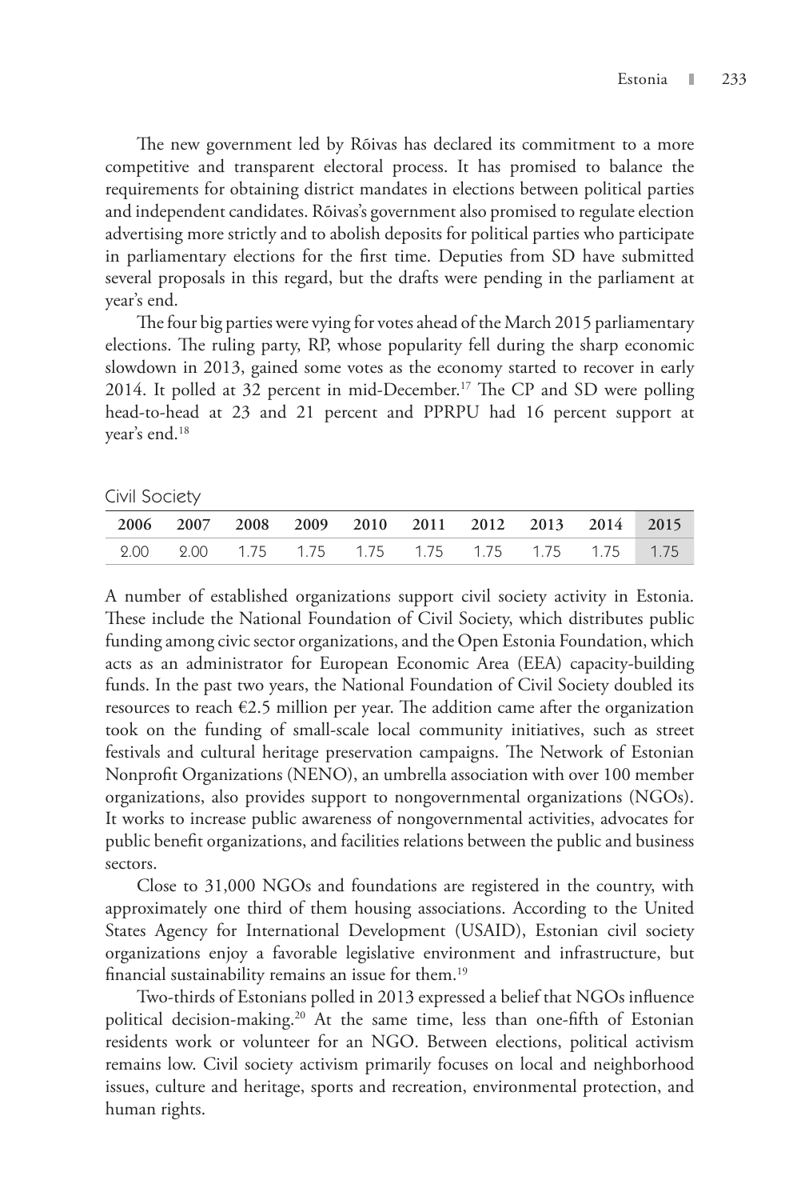The new government led by Rõivas has declared its commitment to a more competitive and transparent electoral process. It has promised to balance the requirements for obtaining district mandates in elections between political parties and independent candidates. Rõivas's government also promised to regulate election advertising more strictly and to abolish deposits for political parties who participate in parliamentary elections for the first time. Deputies from SD have submitted several proposals in this regard, but the drafts were pending in the parliament at year's end.

The four big parties were vying for votes ahead of the March 2015 parliamentary elections. The ruling party, RP, whose popularity fell during the sharp economic slowdown in 2013, gained some votes as the economy started to recover in early 2014. It polled at 32 percent in mid-December.[17] The CP and SD were polling head-to-head at 23 and 21 percent and PPRPU had 16 percent support at year's end.[18]

## Civil Society

| 2006 | 2007 | 2008 | 2009 | 2010 | 2011 | 2012 | 2013 | 2014 | 2015 |
|---|---|---|---|---|---|---|---|---|---|
| 2.00 | 2.00 | 1.75 | 1.75 | 1.75 | 1.75 | 1.75 | 1.75 | 1.75 | 1.75 |

A number of established organizations support civil society activity in Estonia. These include the National Foundation of Civil Society, which distributes public funding among civic sector organizations, and the Open Estonia Foundation, which acts as an administrator for European Economic Area (EEA) capacity-building funds. In the past two years, the National Foundation of Civil Society doubled its resources to reach €2.5 million per year. The addition came after the organization took on the funding of small-scale local community initiatives, such as street festivals and cultural heritage preservation campaigns. The Network of Estonian Nonprofit Organizations (NENO), an umbrella association with over 100 member organizations, also provides support to nongovernmental organizations (NGOs). It works to increase public awareness of nongovernmental activities, advocates for public benefit organizations, and facilities relations between the public and business sectors.

Close to 31,000 NGOs and foundations are registered in the country, with approximately one third of them housing associations. According to the United States Agency for International Development (USAID), Estonian civil society organizations enjoy a favorable legislative environment and infrastructure, but financial sustainability remains an issue for them.[19]

Two-thirds of Estonians polled in 2013 expressed a belief that NGOs influence political decision-making.[20] At the same time, less than one-fifth of Estonian residents work or volunteer for an NGO. Between elections, political activism remains low. Civil society activism primarily focuses on local and neighborhood issues, culture and heritage, sports and recreation, environmental protection, and human rights.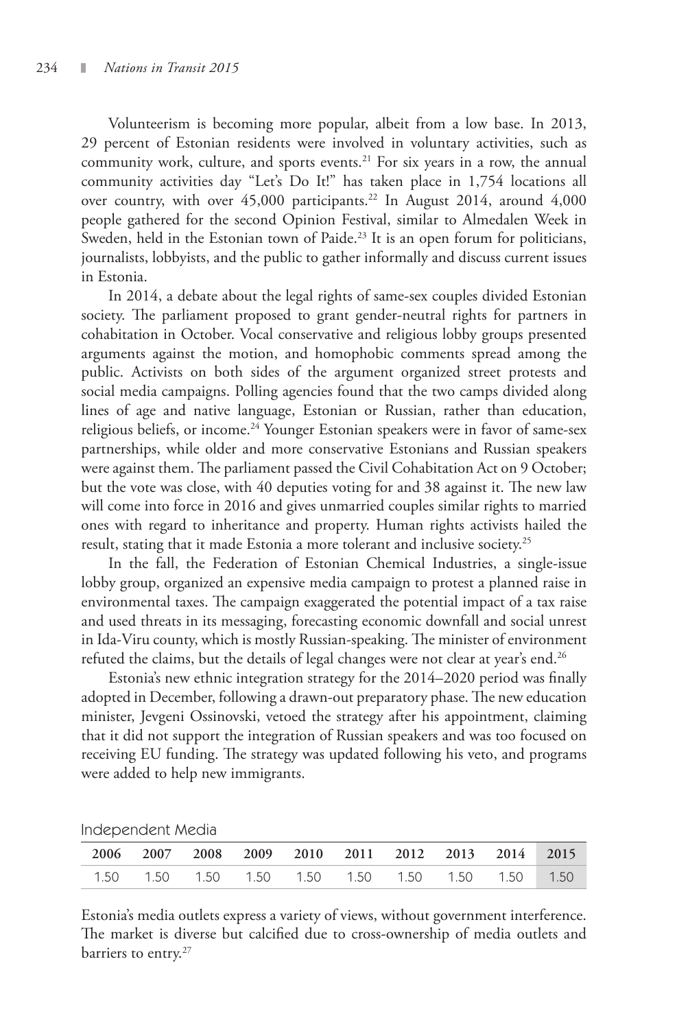Volunteerism is becoming more popular, albeit from a low base. In 2013, 29 percent of Estonian residents were involved in voluntary activities, such as community work, culture, and sports events.[21] For six years in a row, the annual community activities day "Let's Do It!" has taken place in 1,754 locations all over country, with over 45,000 participants.[22] In August 2014, around 4,000 people gathered for the second Opinion Festival, similar to Almedalen Week in Sweden, held in the Estonian town of Paide.[23] It is an open forum for politicians, journalists, lobbyists, and the public to gather informally and discuss current issues in Estonia.

In 2014, a debate about the legal rights of same-sex couples divided Estonian society. The parliament proposed to grant gender-neutral rights for partners in cohabitation in October. Vocal conservative and religious lobby groups presented arguments against the motion, and homophobic comments spread among the public. Activists on both sides of the argument organized street protests and social media campaigns. Polling agencies found that the two camps divided along lines of age and native language, Estonian or Russian, rather than education, religious beliefs, or income.[24] Younger Estonian speakers were in favor of same-sex partnerships, while older and more conservative Estonians and Russian speakers were against them. The parliament passed the Civil Cohabitation Act on 9 October; but the vote was close, with 40 deputies voting for and 38 against it. The new law will come into force in 2016 and gives unmarried couples similar rights to married ones with regard to inheritance and property. Human rights activists hailed the result, stating that it made Estonia a more tolerant and inclusive society.[25]

In the fall, the Federation of Estonian Chemical Industries, a single-issue lobby group, organized an expensive media campaign to protest a planned raise in environmental taxes. The campaign exaggerated the potential impact of a tax raise and used threats in its messaging, forecasting economic downfall and social unrest in Ida-Viru county, which is mostly Russian-speaking. The minister of environment refuted the claims, but the details of legal changes were not clear at year's end.[26]

Estonia's new ethnic integration strategy for the 2014–2020 period was finally adopted in December, following a drawn-out preparatory phase. The new education minister, Jevgeni Ossinovski, vetoed the strategy after his appointment, claiming that it did not support the integration of Russian speakers and was too focused on receiving EU funding. The strategy was updated following his veto, and programs were added to help new immigrants.

## Independent Media

| 2006 | 2007 | 2008 | 2009 | 2010 | 2011 | 2012 | 2013 | 2014 | 2015 |
|---|---|---|---|---|---|---|---|---|---|
| 1.50 | 1.50 | 1.50 | 1.50 | 1.50 | 1.50 | 1.50 | 1.50 | 1.50 | 1.50 |

Estonia's media outlets express a variety of views, without government interference. The market is diverse but calcified due to cross-ownership of media outlets and barriers to entry.[27]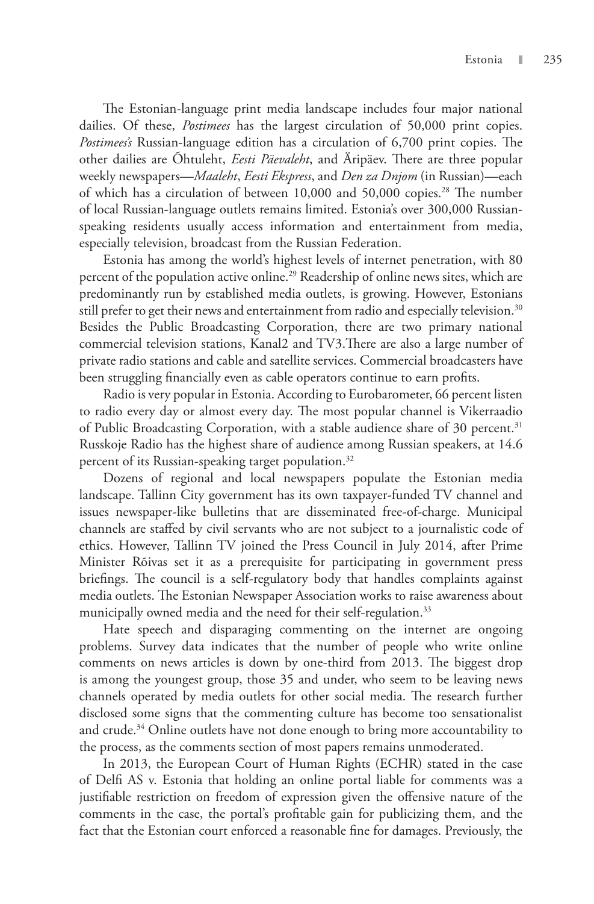The Estonian-language print media landscape includes four major national dailies. Of these, *Postimees* has the largest circulation of 50,000 print copies. *Postimees's* Russian-language edition has a circulation of 6,700 print copies. The other dailies are Õhtuleht, *Eesti Päevaleht*, and Äripäev. There are three popular weekly newspapers—*Maaleht*, *Eesti Ekspress*, and *Den za Dnjom* (in Russian)—each of which has a circulation of between 10,000 and 50,000 copies.[28] The number of local Russian-language outlets remains limited. Estonia's over 300,000 Russian-speaking residents usually access information and entertainment from media, especially television, broadcast from the Russian Federation.

Estonia has among the world's highest levels of internet penetration, with 80 percent of the population active online.[29] Readership of online news sites, which are predominantly run by established media outlets, is growing. However, Estonians still prefer to get their news and entertainment from radio and especially television.[30] Besides the Public Broadcasting Corporation, there are two primary national commercial television stations, Kanal2 and TV3.There are also a large number of private radio stations and cable and satellite services. Commercial broadcasters have been struggling financially even as cable operators continue to earn profits.

Radio is very popular in Estonia. According to Eurobarometer, 66 percent listen to radio every day or almost every day. The most popular channel is Vikerraadio of Public Broadcasting Corporation, with a stable audience share of 30 percent.[31] Russkoje Radio has the highest share of audience among Russian speakers, at 14.6 percent of its Russian-speaking target population.[32]

Dozens of regional and local newspapers populate the Estonian media landscape. Tallinn City government has its own taxpayer-funded TV channel and issues newspaper-like bulletins that are disseminated free-of-charge. Municipal channels are staffed by civil servants who are not subject to a journalistic code of ethics. However, Tallinn TV joined the Press Council in July 2014, after Prime Minister Rõivas set it as a prerequisite for participating in government press briefings. The council is a self-regulatory body that handles complaints against media outlets. The Estonian Newspaper Association works to raise awareness about municipally owned media and the need for their self-regulation.[33]

Hate speech and disparaging commenting on the internet are ongoing problems. Survey data indicates that the number of people who write online comments on news articles is down by one-third from 2013. The biggest drop is among the youngest group, those 35 and under, who seem to be leaving news channels operated by media outlets for other social media. The research further disclosed some signs that the commenting culture has become too sensationalist and crude.[34] Online outlets have not done enough to bring more accountability to the process, as the comments section of most papers remains unmoderated.

In 2013, the European Court of Human Rights (ECHR) stated in the case of Delfi AS v. Estonia that holding an online portal liable for comments was a justifiable restriction on freedom of expression given the offensive nature of the comments in the case, the portal's profitable gain for publicizing them, and the fact that the Estonian court enforced a reasonable fine for damages. Previously, the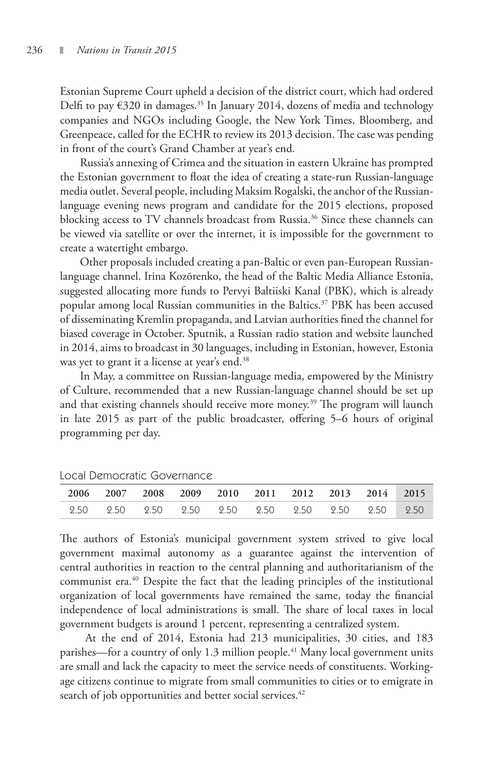Estonian Supreme Court upheld a decision of the district court, which had ordered Delfi to pay €320 in damages.[35] In January 2014, dozens of media and technology companies and NGOs including Google, the New York Times, Bloomberg, and Greenpeace, called for the ECHR to review its 2013 decision. The case was pending in front of the court's Grand Chamber at year's end.

Russia's annexing of Crimea and the situation in eastern Ukraine has prompted the Estonian government to float the idea of creating a state-run Russian-language media outlet. Several people, including Maksim Rogalski, the anchor of the Russian-language evening news program and candidate for the 2015 elections, proposed blocking access to TV channels broadcast from Russia.[36] Since these channels can be viewed via satellite or over the internet, it is impossible for the government to create a watertight embargo.

Other proposals included creating a pan-Baltic or even pan-European Russian-language channel. Irina Kozõrenko, the head of the Baltic Media Alliance Estonia, suggested allocating more funds to Pervyi Baltiiski Kanal (PBK), which is already popular among local Russian communities in the Baltics.[37] PBK has been accused of disseminating Kremlin propaganda, and Latvian authorities fined the channel for biased coverage in October. Sputnik, a Russian radio station and website launched in 2014, aims to broadcast in 30 languages, including in Estonian, however, Estonia was yet to grant it a license at year's end.[38]

In May, a committee on Russian-language media, empowered by the Ministry of Culture, recommended that a new Russian-language channel should be set up and that existing channels should receive more money.[39] The program will launch in late 2015 as part of the public broadcaster, offering 5–6 hours of original programming per day.

## Local Democratic Governance

| 2006 | 2007 | 2008 | 2009 | 2010 | 2011 | 2012 | 2013 | 2014 | 2015 |
|---|---|---|---|---|---|---|---|---|---|
| 2.50 | 2.50 | 2.50 | 2.50 | 2.50 | 2.50 | 2.50 | 2.50 | 2.50 | 2.50 |

The authors of Estonia's municipal government system strived to give local government maximal autonomy as a guarantee against the intervention of central authorities in reaction to the central planning and authoritarianism of the communist era.[40] Despite the fact that the leading principles of the institutional organization of local governments have remained the same, today the financial independence of local administrations is small. The share of local taxes in local government budgets is around 1 percent, representing a centralized system.

At the end of 2014, Estonia had 213 municipalities, 30 cities, and 183 parishes—for a country of only 1.3 million people.[41] Many local government units are small and lack the capacity to meet the service needs of constituents. Working-age citizens continue to migrate from small communities to cities or to emigrate in search of job opportunities and better social services.[42]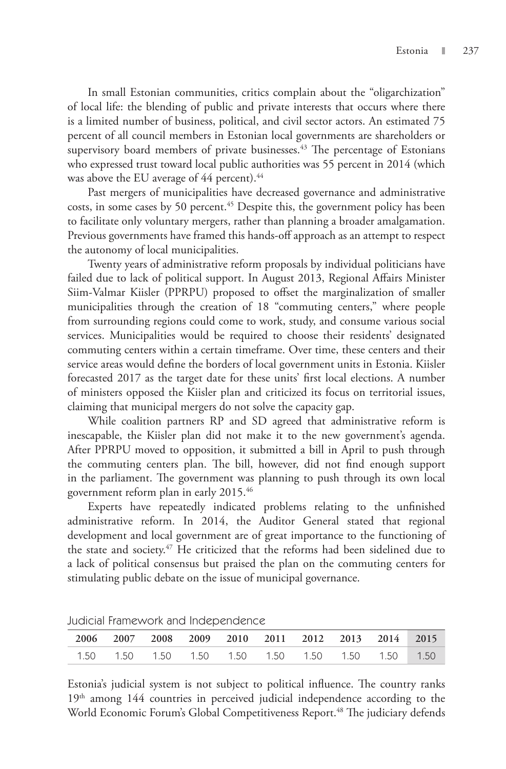In small Estonian communities, critics complain about the "oligarchization" of local life: the blending of public and private interests that occurs where there is a limited number of business, political, and civil sector actors. An estimated 75 percent of all council members in Estonian local governments are shareholders or supervisory board members of private businesses.[43] The percentage of Estonians who expressed trust toward local public authorities was 55 percent in 2014 (which was above the EU average of 44 percent).[44]

Past mergers of municipalities have decreased governance and administrative costs, in some cases by 50 percent.[45] Despite this, the government policy has been to facilitate only voluntary mergers, rather than planning a broader amalgamation. Previous governments have framed this hands-off approach as an attempt to respect the autonomy of local municipalities.

Twenty years of administrative reform proposals by individual politicians have failed due to lack of political support. In August 2013, Regional Affairs Minister Siim-Valmar Kiisler (PPRPU) proposed to offset the marginalization of smaller municipalities through the creation of 18 "commuting centers," where people from surrounding regions could come to work, study, and consume various social services. Municipalities would be required to choose their residents' designated commuting centers within a certain timeframe. Over time, these centers and their service areas would define the borders of local government units in Estonia. Kiisler forecasted 2017 as the target date for these units' first local elections. A number of ministers opposed the Kiisler plan and criticized its focus on territorial issues, claiming that municipal mergers do not solve the capacity gap.

While coalition partners RP and SD agreed that administrative reform is inescapable, the Kiisler plan did not make it to the new government's agenda. After PPRPU moved to opposition, it submitted a bill in April to push through the commuting centers plan. The bill, however, did not find enough support in the parliament. The government was planning to push through its own local government reform plan in early 2015.[46]

Experts have repeatedly indicated problems relating to the unfinished administrative reform. In 2014, the Auditor General stated that regional development and local government are of great importance to the functioning of the state and society.[47] He criticized that the reforms had been sidelined due to a lack of political consensus but praised the plan on the commuting centers for stimulating public debate on the issue of municipal governance.

## Judicial Framework and Independence

| 2006 | 2007 | 2008 | 2009 | 2010 | 2011 | 2012 | 2013 | 2014 | 2015 |
|---|---|---|---|---|---|---|---|---|---|
| 1.50 | 1.50 | 1.50 | 1.50 | 1.50 | 1.50 | 1.50 | 1.50 | 1.50 | 1.50 |

Estonia's judicial system is not subject to political influence. The country ranks 19th among 144 countries in perceived judicial independence according to the World Economic Forum's Global Competitiveness Report.[48] The judiciary defends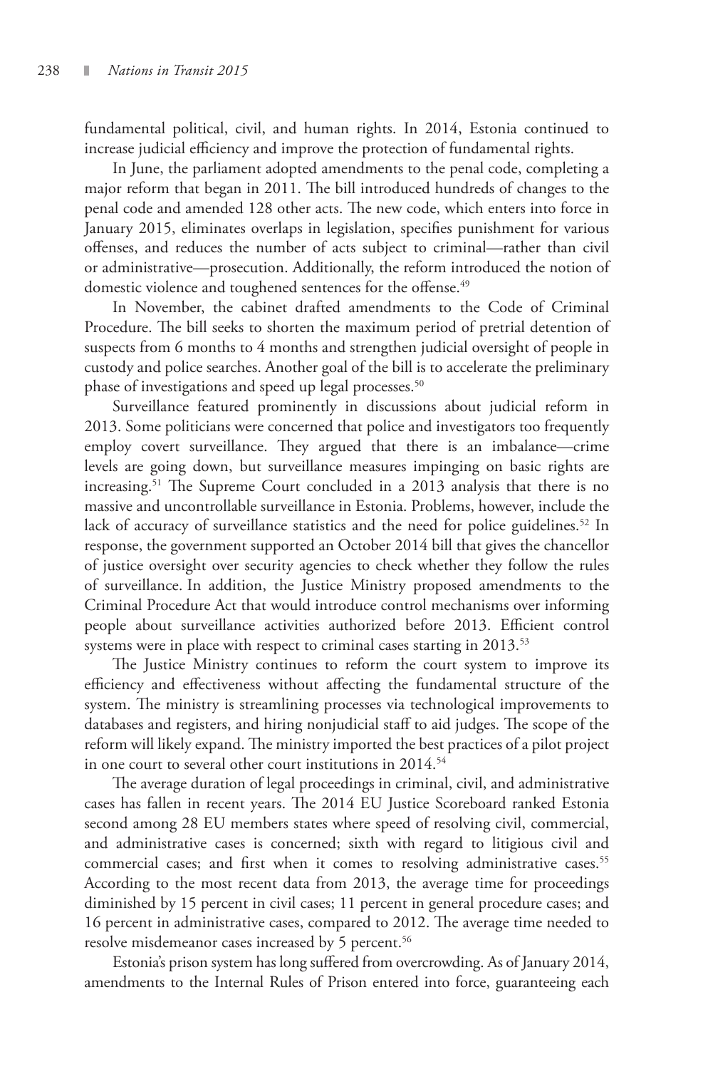fundamental political, civil, and human rights. In 2014, Estonia continued to increase judicial efficiency and improve the protection of fundamental rights.

In June, the parliament adopted amendments to the penal code, completing a major reform that began in 2011. The bill introduced hundreds of changes to the penal code and amended 128 other acts. The new code, which enters into force in January 2015, eliminates overlaps in legislation, specifies punishment for various offenses, and reduces the number of acts subject to criminal—rather than civil or administrative—prosecution. Additionally, the reform introduced the notion of domestic violence and toughened sentences for the offense.[49]

In November, the cabinet drafted amendments to the Code of Criminal Procedure. The bill seeks to shorten the maximum period of pretrial detention of suspects from 6 months to 4 months and strengthen judicial oversight of people in custody and police searches. Another goal of the bill is to accelerate the preliminary phase of investigations and speed up legal processes.[50]

Surveillance featured prominently in discussions about judicial reform in 2013. Some politicians were concerned that police and investigators too frequently employ covert surveillance. They argued that there is an imbalance—crime levels are going down, but surveillance measures impinging on basic rights are increasing.[51] The Supreme Court concluded in a 2013 analysis that there is no massive and uncontrollable surveillance in Estonia. Problems, however, include the lack of accuracy of surveillance statistics and the need for police guidelines.[52] In response, the government supported an October 2014 bill that gives the chancellor of justice oversight over security agencies to check whether they follow the rules of surveillance. In addition, the Justice Ministry proposed amendments to the Criminal Procedure Act that would introduce control mechanisms over informing people about surveillance activities authorized before 2013. Efficient control systems were in place with respect to criminal cases starting in 2013.[53]

The Justice Ministry continues to reform the court system to improve its efficiency and effectiveness without affecting the fundamental structure of the system. The ministry is streamlining processes via technological improvements to databases and registers, and hiring nonjudicial staff to aid judges. The scope of the reform will likely expand. The ministry imported the best practices of a pilot project in one court to several other court institutions in 2014.[54]

The average duration of legal proceedings in criminal, civil, and administrative cases has fallen in recent years. The 2014 EU Justice Scoreboard ranked Estonia second among 28 EU members states where speed of resolving civil, commercial, and administrative cases is concerned; sixth with regard to litigious civil and commercial cases; and first when it comes to resolving administrative cases.[55] According to the most recent data from 2013, the average time for proceedings diminished by 15 percent in civil cases; 11 percent in general procedure cases; and 16 percent in administrative cases, compared to 2012. The average time needed to resolve misdemeanor cases increased by 5 percent.[56]

Estonia's prison system has long suffered from overcrowding. As of January 2014, amendments to the Internal Rules of Prison entered into force, guaranteeing each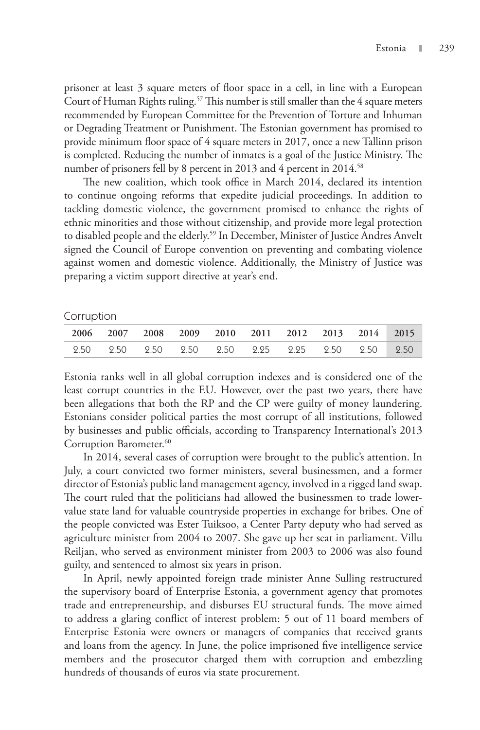prisoner at least 3 square meters of floor space in a cell, in line with a European Court of Human Rights ruling.[57] This number is still smaller than the 4 square meters recommended by European Committee for the Prevention of Torture and Inhuman or Degrading Treatment or Punishment. The Estonian government has promised to provide minimum floor space of 4 square meters in 2017, once a new Tallinn prison is completed. Reducing the number of inmates is a goal of the Justice Ministry. The number of prisoners fell by 8 percent in 2013 and 4 percent in 2014.[58]

The new coalition, which took office in March 2014, declared its intention to continue ongoing reforms that expedite judicial proceedings. In addition to tackling domestic violence, the government promised to enhance the rights of ethnic minorities and those without citizenship, and provide more legal protection to disabled people and the elderly.[59] In December, Minister of Justice Andres Anvelt signed the Council of Europe convention on preventing and combating violence against women and domestic violence. Additionally, the Ministry of Justice was preparing a victim support directive at year's end.

## Corruption

| 2006 | 2007 | 2008 | 2009 | 2010 | 2011 | 2012 | 2013 | 2014 | 2015 |
|---|---|---|---|---|---|---|---|---|---|
| 2.50 | 2.50 | 2.50 | 2.50 | 2.50 | 2.25 | 2.25 | 2.50 | 2.50 | 2.50 |

Estonia ranks well in all global corruption indexes and is considered one of the least corrupt countries in the EU. However, over the past two years, there have been allegations that both the RP and the CP were guilty of money laundering. Estonians consider political parties the most corrupt of all institutions, followed by businesses and public officials, according to Transparency International's 2013 Corruption Barometer.[60]

In 2014, several cases of corruption were brought to the public's attention. In July, a court convicted two former ministers, several businessmen, and a former director of Estonia's public land management agency, involved in a rigged land swap. The court ruled that the politicians had allowed the businessmen to trade lower-value state land for valuable countryside properties in exchange for bribes. One of the people convicted was Ester Tuiksoo, a Center Party deputy who had served as agriculture minister from 2004 to 2007. She gave up her seat in parliament. Villu Reiljan, who served as environment minister from 2003 to 2006 was also found guilty, and sentenced to almost six years in prison.

In April, newly appointed foreign trade minister Anne Sulling restructured the supervisory board of Enterprise Estonia, a government agency that promotes trade and entrepreneurship, and disburses EU structural funds. The move aimed to address a glaring conflict of interest problem: 5 out of 11 board members of Enterprise Estonia were owners or managers of companies that received grants and loans from the agency. In June, the police imprisoned five intelligence service members and the prosecutor charged them with corruption and embezzling hundreds of thousands of euros via state procurement.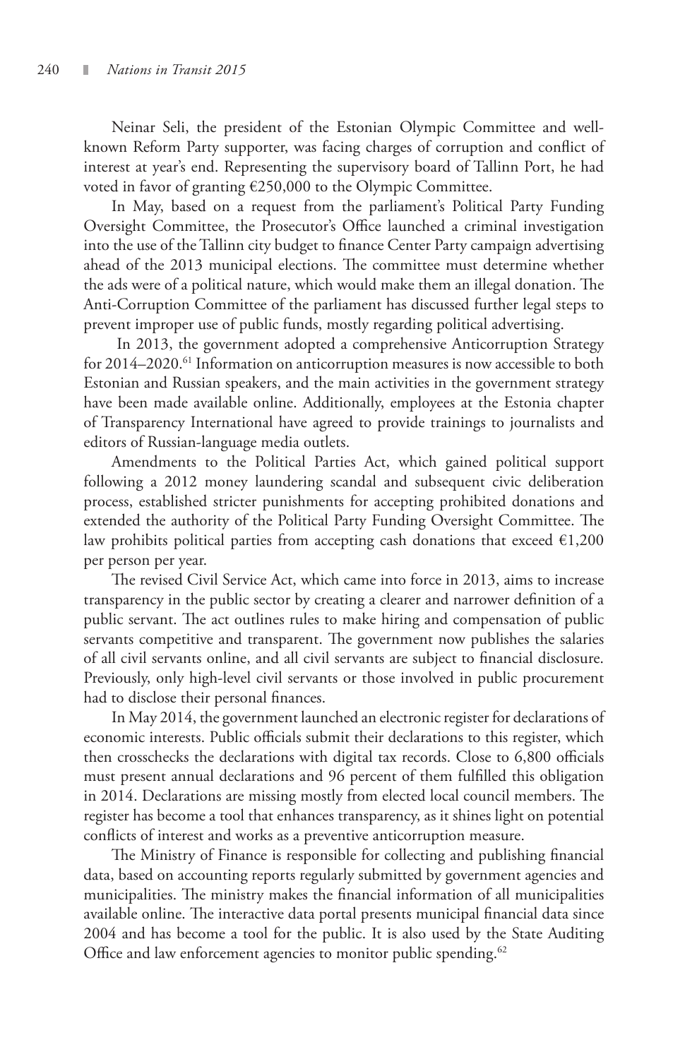Neinar Seli, the president of the Estonian Olympic Committee and well-known Reform Party supporter, was facing charges of corruption and conflict of interest at year's end. Representing the supervisory board of Tallinn Port, he had voted in favor of granting €250,000 to the Olympic Committee.

In May, based on a request from the parliament's Political Party Funding Oversight Committee, the Prosecutor's Office launched a criminal investigation into the use of the Tallinn city budget to finance Center Party campaign advertising ahead of the 2013 municipal elections. The committee must determine whether the ads were of a political nature, which would make them an illegal donation. The Anti-Corruption Committee of the parliament has discussed further legal steps to prevent improper use of public funds, mostly regarding political advertising.

In 2013, the government adopted a comprehensive Anticorruption Strategy for 2014–2020.[61] Information on anticorruption measures is now accessible to both Estonian and Russian speakers, and the main activities in the government strategy have been made available online. Additionally, employees at the Estonia chapter of Transparency International have agreed to provide trainings to journalists and editors of Russian-language media outlets.

Amendments to the Political Parties Act, which gained political support following a 2012 money laundering scandal and subsequent civic deliberation process, established stricter punishments for accepting prohibited donations and extended the authority of the Political Party Funding Oversight Committee. The law prohibits political parties from accepting cash donations that exceed €1,200 per person per year.

The revised Civil Service Act, which came into force in 2013, aims to increase transparency in the public sector by creating a clearer and narrower definition of a public servant. The act outlines rules to make hiring and compensation of public servants competitive and transparent. The government now publishes the salaries of all civil servants online, and all civil servants are subject to financial disclosure. Previously, only high-level civil servants or those involved in public procurement had to disclose their personal finances.

In May 2014, the government launched an electronic register for declarations of economic interests. Public officials submit their declarations to this register, which then crosschecks the declarations with digital tax records. Close to 6,800 officials must present annual declarations and 96 percent of them fulfilled this obligation in 2014. Declarations are missing mostly from elected local council members. The register has become a tool that enhances transparency, as it shines light on potential conflicts of interest and works as a preventive anticorruption measure.

The Ministry of Finance is responsible for collecting and publishing financial data, based on accounting reports regularly submitted by government agencies and municipalities. The ministry makes the financial information of all municipalities available online. The interactive data portal presents municipal financial data since 2004 and has become a tool for the public. It is also used by the State Auditing Office and law enforcement agencies to monitor public spending.[62]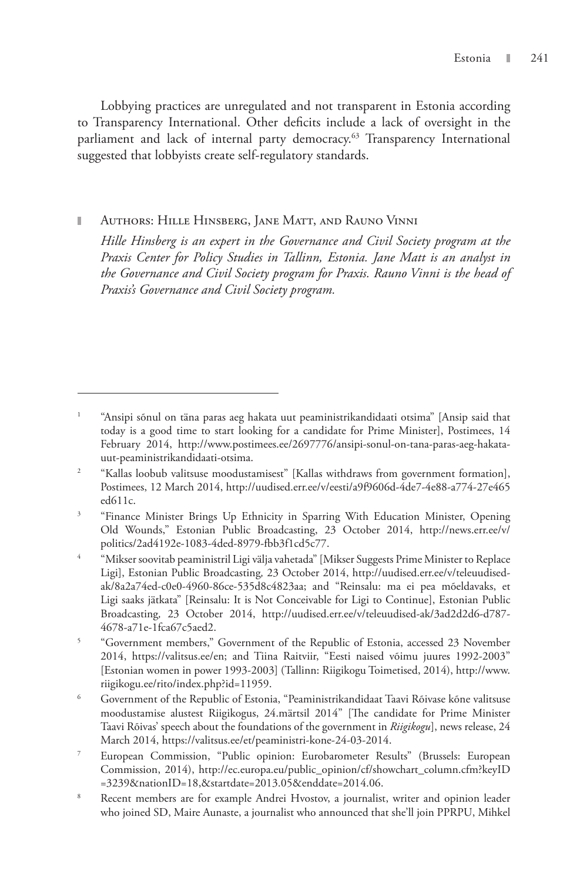Lobbying practices are unregulated and not transparent in Estonia according to Transparency International. Other deficits include a lack of oversight in the parliament and lack of internal party democracy.[63] Transparency International suggested that lobbyists create self-regulatory standards.

## Authors: Hille Hinsberg, Jane Matt, and Rauno Vinni

*Hille Hinsberg is an expert in the Governance and Civil Society program at the Praxis Center for Policy Studies in Tallinn, Estonia. Jane Matt is an analyst in the Governance and Civil Society program for Praxis. Rauno Vinni is the head of Praxis's Governance and Civil Society program.*

---

[1] "Ansipi sõnul on täna paras aeg hakata uut peaministrikandidaati otsima" [Ansip said that today is a good time to start looking for a candidate for Prime Minister], Postimees, 14 February 2014, http://www.postimees.ee/2697776/ansipi-sonul-on-tana-paras-aeg-hakata-uut-peaministrikandidaati-otsima.

[2] "Kallas loobub valitsuse moodustamisest" [Kallas withdraws from government formation], Postimees, 12 March 2014, http://uudised.err.ee/v/eesti/a9f9606d-4de7-4e88-a774-27e465ed611c.

[3] "Finance Minister Brings Up Ethnicity in Sparring With Education Minister, Opening Old Wounds," Estonian Public Broadcasting, 23 October 2014, http://news.err.ee/v/politics/2ad4192e-1083-4ded-8979-fbb3f1cd5c77.

[4] "Mikser soovitab peaministril Ligi välja vahetada" [Mikser Suggests Prime Minister to Replace Ligi], Estonian Public Broadcasting, 23 October 2014, http://uudised.err.ee/v/teleuudised-ak/8a2a74ed-c0e0-4960-86ce-535d8c4823aa; and "Reinsalu: ma ei pea mõeldavaks, et Ligi saaks jätkata" [Reinsalu: It is Not Conceivable for Ligi to Continue], Estonian Public Broadcasting, 23 October 2014, http://uudised.err.ee/v/teleuudised-ak/3ad2d2d6-d787-4678-a71e-1fca67c5aed2.

[5] "Government members," Government of the Republic of Estonia, accessed 23 November 2014, https://valitsus.ee/en; and Tiina Raitviir, "Eesti naised võimu juures 1992-2003" [Estonian women in power 1993-2003] (Tallinn: Riigikogu Toimetised, 2014), http://www.riigikogu.ee/rito/index.php?id=11959.

[6] Government of the Republic of Estonia, "Peaministrikandidaat Taavi Rõivase kõne valitsuse moodustamise alustest Riigikogus, 24.märtsil 2014" [The candidate for Prime Minister Taavi Rõivas' speech about the foundations of the government in *Riigikogu*], news release, 24 March 2014, https://valitsus.ee/et/peaministri-kone-24-03-2014.

[7] European Commission, "Public opinion: Eurobarometer Results" (Brussels: European Commission, 2014), http://ec.europa.eu/public_opinion/cf/showchart_column.cfm?keyID=3239&nationID=18,&startdate=2013.05&enddate=2014.06.

[8] Recent members are for example Andrei Hvostov, a journalist, writer and opinion leader who joined SD, Maire Aunaste, a journalist who announced that she'll join PPRPU, Mihkel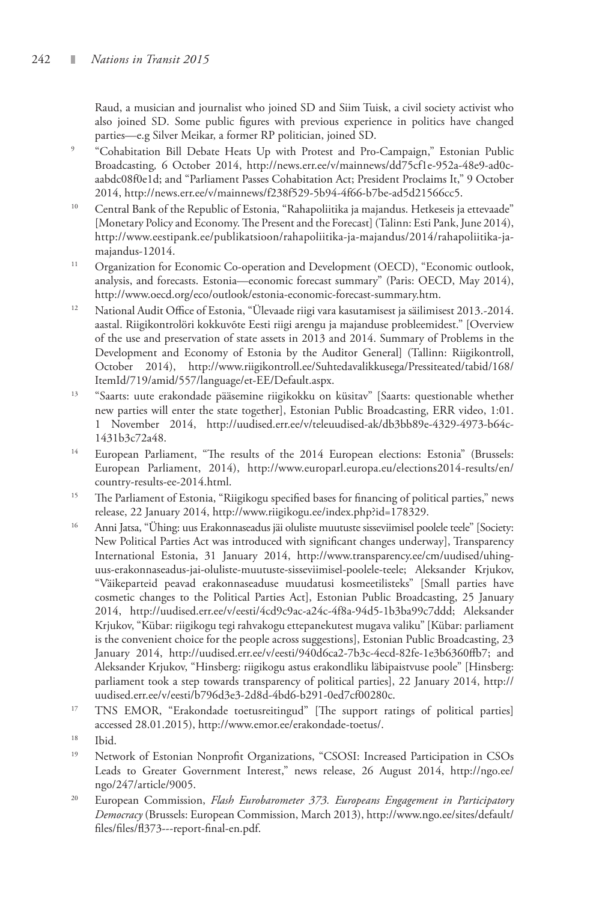Raud, a musician and journalist who joined SD and Siim Tuisk, a civil society activist who also joined SD. Some public figures with previous experience in politics have changed parties—e.g Silver Meikar, a former RP politician, joined SD.

[9] "Cohabitation Bill Debate Heats Up with Protest and Pro-Campaign," Estonian Public Broadcasting, 6 October 2014, http://news.err.ee/v/mainnews/dd75cf1e-952a-48e9-ad0c-aabdc08f0e1d; and "Parliament Passes Cohabitation Act; President Proclaims It," 9 October 2014, http://news.err.ee/v/mainnews/f238f529-5b94-4f66-b7be-ad5d21566cc5.

[10] Central Bank of the Republic of Estonia, "Rahapoliitika ja majandus. Hetkeseis ja ettevaade" [Monetary Policy and Economy. The Present and the Forecast] (Talinn: Esti Pank, June 2014), http://www.eestipank.ee/publikatsioon/rahapoliitika-ja-majandus/2014/rahapoliitika-ja-majandus-12014.

[11] Organization for Economic Co-operation and Development (OECD), "Economic outlook, analysis, and forecasts. Estonia—economic forecast summary" (Paris: OECD, May 2014), http://www.oecd.org/eco/outlook/estonia-economic-forecast-summary.htm.

[12] National Audit Office of Estonia, "Ülevaade riigi vara kasutamisest ja säilimisest 2013.-2014. aastal. Riigikontrolöri kokkuvõte Eesti riigi arengu ja majanduse probleemidest." [Overview of the use and preservation of state assets in 2013 and 2014. Summary of Problems in the Development and Economy of Estonia by the Auditor General] (Tallinn: Riigikontroll, October 2014), http://www.riigikontroll.ee/Suhtedavalikkusega/Pressiteated/tabid/168/ItemId/719/amid/557/language/et-EE/Default.aspx.

[13] "Saarts: uute erakondade pääsemine riigikokku on küsitav" [Saarts: questionable whether new parties will enter the state together], Estonian Public Broadcasting, ERR video, 1:01. 1 November 2014, http://uudised.err.ee/v/teleuudised-ak/db3bb89e-4329-4973-b64c-1431b3c72a48.

[14] European Parliament, "The results of the 2014 European elections: Estonia" (Brussels: European Parliament, 2014), http://www.europarl.europa.eu/elections2014-results/en/country-results-ee-2014.html.

[15] The Parliament of Estonia, "Riigikogu specified bases for financing of political parties," news release, 22 January 2014, http://www.riigikogu.ee/index.php?id=178329.

[16] Anni Jatsa, "Ühing: uus Erakonnaseadus jäi oluliste muutuste sisseviimisel poolele teele" [Society: New Political Parties Act was introduced with significant changes underway], Transparency International Estonia, 31 January 2014, http://www.transparency.ee/cm/uudised/uhing-uus-erakonnaseadus-jai-oluliste-muutuste-sisseviimisel-poolele-teele; Aleksander Krjukov, "Väikeparteid peavad erakonnaseaduse muudatusi kosmeetilisteks" [Small parties have cosmetic changes to the Political Parties Act], Estonian Public Broadcasting, 25 January 2014, http://uudised.err.ee/v/eesti/4cd9c9ac-a24c-4f8a-94d5-1b3ba99c7ddd; Aleksander Krjukov, "Kübar: riigikogu tegi rahvakogu ettepanekutest mugava valiku" [Kübar: parliament is the convenient choice for the people across suggestions], Estonian Public Broadcasting, 23 January 2014, http://uudised.err.ee/v/eesti/940d6ca2-7b3c-4ecd-82fe-1e3b6360ffb7; and Aleksander Krjukov, "Hinsberg: riigikogu astus erakondliku läbipaistvuse poole" [Hinsberg: parliament took a step towards transparency of political parties], 22 January 2014, http://uudised.err.ee/v/eesti/b796d3e3-2d8d-4bd6-b291-0ed7cf00280c.

[17] TNS EMOR, "Erakondade toetusreitingud" [The support ratings of political parties] accessed 28.01.2015), http://www.emor.ee/erakondade-toetus/.

[18] Ibid.

[19] Network of Estonian Nonprofit Organizations, "CSOSI: Increased Participation in CSOs Leads to Greater Government Interest," news release, 26 August 2014, http://ngo.ee/ngo/247/article/9005.

[20] European Commission, *Flash Eurobarometer 373. Europeans Engagement in Participatory Democracy* (Brussels: European Commission, March 2013), http://www.ngo.ee/sites/default/files/files/fl373---report-final-en.pdf.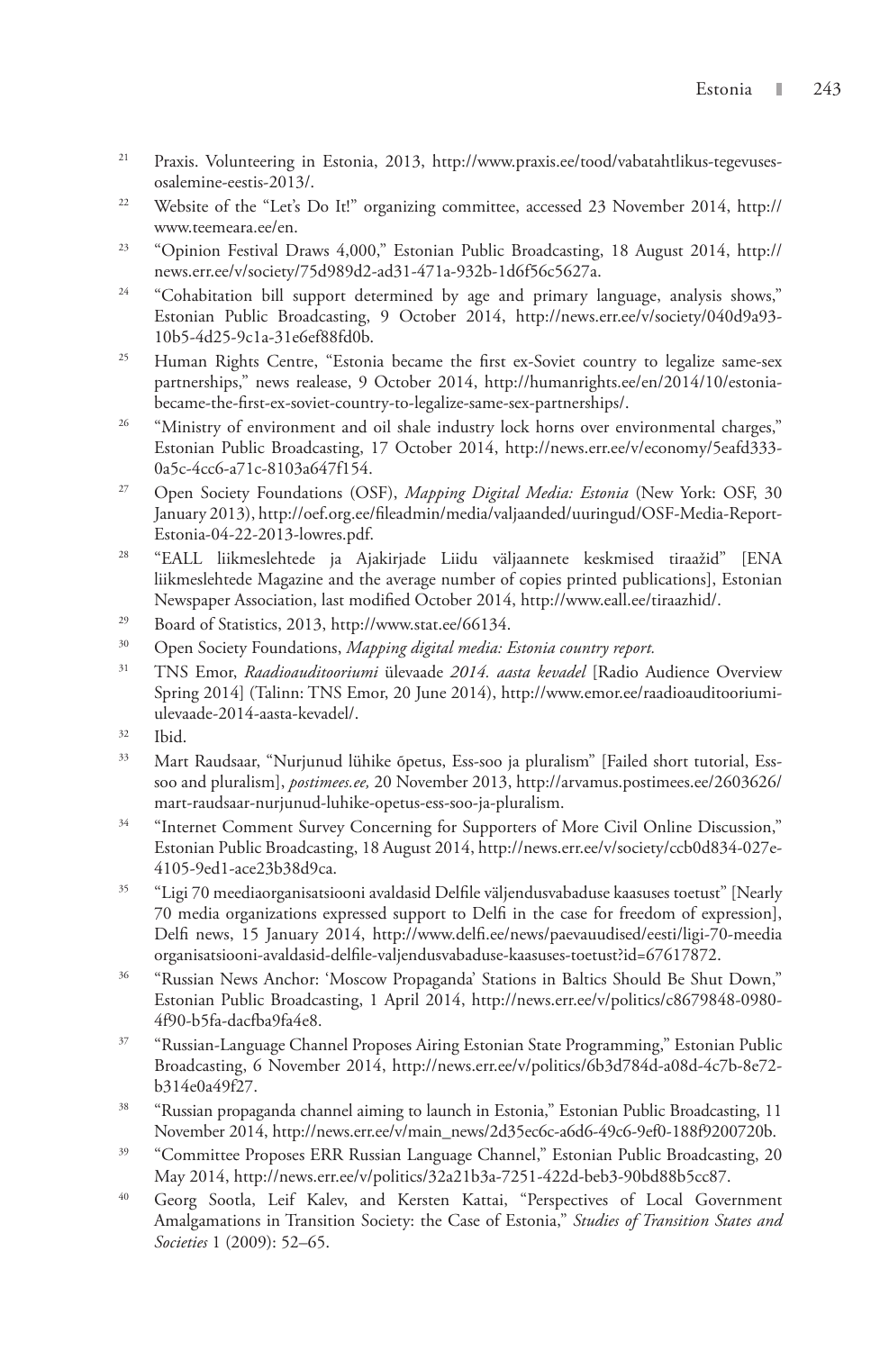21 Praxis. Volunteering in Estonia, 2013, http://www.praxis.ee/tood/vabatahtlikus-tegevuses-osalemine-eestis-2013/.

22 Website of the "Let's Do It!" organizing committee, accessed 23 November 2014, http://www.teemeara.ee/en.

23 "Opinion Festival Draws 4,000," Estonian Public Broadcasting, 18 August 2014, http://news.err.ee/v/society/75d989d2-ad31-471a-932b-1d6f56c5627a.

24 "Cohabitation bill support determined by age and primary language, analysis shows," Estonian Public Broadcasting, 9 October 2014, http://news.err.ee/v/society/040d9a93-10b5-4d25-9c1a-31e6ef88fd0b.

25 Human Rights Centre, "Estonia became the first ex-Soviet country to legalize same-sex partnerships," news realease, 9 October 2014, http://humanrights.ee/en/2014/10/estonia-became-the-first-ex-soviet-country-to-legalize-same-sex-partnerships/.

26 "Ministry of environment and oil shale industry lock horns over environmental charges," Estonian Public Broadcasting, 17 October 2014, http://news.err.ee/v/economy/5eafd333-0a5c-4cc6-a71c-8103a647f154.

27 Open Society Foundations (OSF), *Mapping Digital Media: Estonia* (New York: OSF, 30 January 2013), http://oef.org.ee/fileadmin/media/valjaanded/uuringud/OSF-Media-Report-Estonia-04-22-2013-lowres.pdf.

28 "EALL liikmeslehtede ja Ajakirjade Liidu väljaannete keskmised tiraažid" [ENA liikmeslehtede Magazine and the average number of copies printed publications], Estonian Newspaper Association, last modified October 2014, http://www.eall.ee/tiraazhid/.

29 Board of Statistics, 2013, http://www.stat.ee/66134.

30 Open Society Foundations, *Mapping digital media: Estonia country report.*

31 TNS Emor, *Raadioauditooriumi* ülevaade *2014. aasta kevadel* [Radio Audience Overview Spring 2014] (Talinn: TNS Emor, 20 June 2014), http://www.emor.ee/raadioauditooriumi-ulevaade-2014-aasta-kevadel/.

32 Ibid.

33 Mart Raudsaar, "Nurjunud lühike õpetus, Ess-soo ja pluralism" [Failed short tutorial, Ess-soo and pluralism], *postimees.ee,* 20 November 2013, http://arvamus.postimees.ee/2603626/mart-raudsaar-nurjunud-luhike-opetus-ess-soo-ja-pluralism.

34 "Internet Comment Survey Concerning for Supporters of More Civil Online Discussion," Estonian Public Broadcasting, 18 August 2014, http://news.err.ee/v/society/ccb0d834-027e-4105-9ed1-ace23b38d9ca.

35 "Ligi 70 meediaorganisatsiooni avaldasid Delfile väljendusvabaduse kaasuses toetust" [Nearly 70 media organizations expressed support to Delfi in the case for freedom of expression], Delfi news, 15 January 2014, http://www.delfi.ee/news/paevauudised/eesti/ligi-70-meedia organisatsiooni-avaldasid-delfile-valjendusvabaduse-kaasuses-toetust?id=67617872.

36 "Russian News Anchor: 'Moscow Propaganda' Stations in Baltics Should Be Shut Down," Estonian Public Broadcasting, 1 April 2014, http://news.err.ee/v/politics/c8679848-0980-4f90-b5fa-dacfba9fa4e8.

37 "Russian-Language Channel Proposes Airing Estonian State Programming," Estonian Public Broadcasting, 6 November 2014, http://news.err.ee/v/politics/6b3d784d-a08d-4c7b-8e72-b314e0a49f27.

38 "Russian propaganda channel aiming to launch in Estonia," Estonian Public Broadcasting, 11 November 2014, http://news.err.ee/v/main_news/2d35ec6c-a6d6-49c6-9ef0-188f9200720b.

39 "Committee Proposes ERR Russian Language Channel," Estonian Public Broadcasting, 20 May 2014, http://news.err.ee/v/politics/32a21b3a-7251-422d-beb3-90bd88b5cc87.

40 Georg Sootla, Leif Kalev, and Kersten Kattai, "Perspectives of Local Government Amalgamations in Transition Society: the Case of Estonia," *Studies of Transition States and Societies* 1 (2009): 52–65.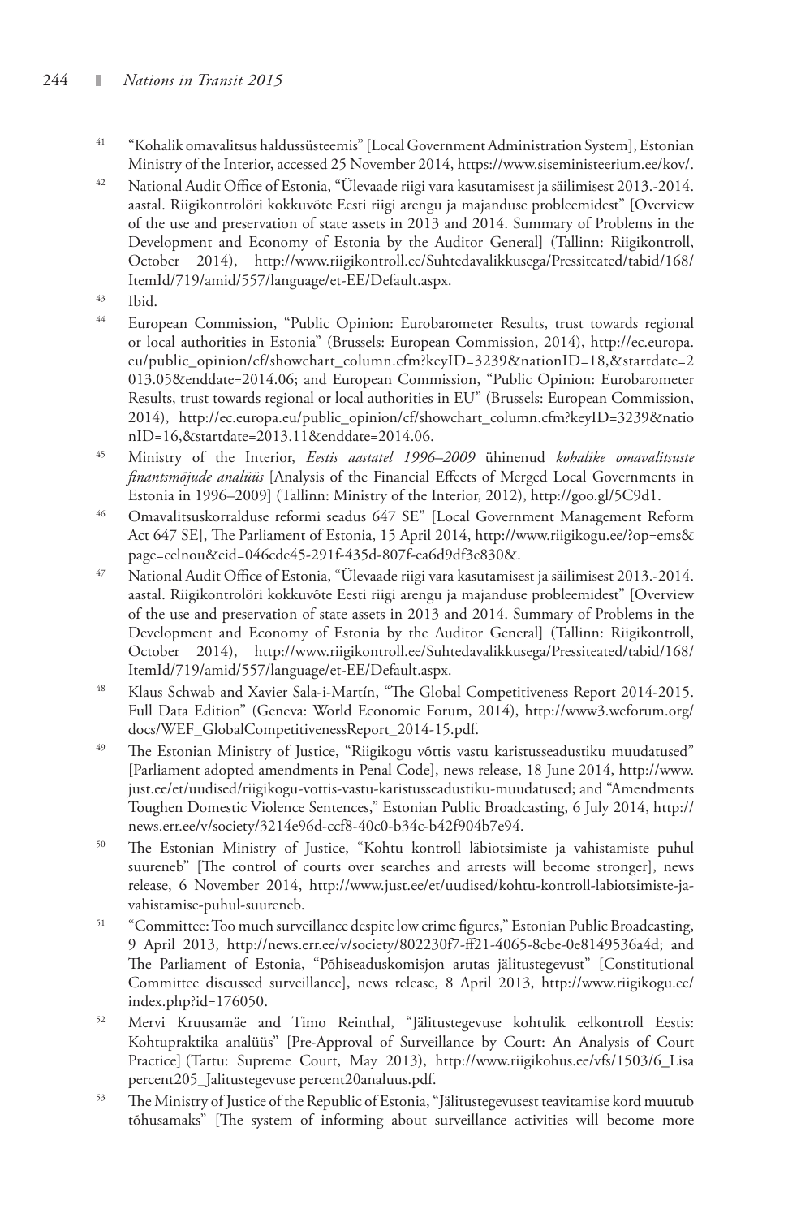41. "Kohalik omavalitsus haldussüsteemis" [Local Government Administration System], Estonian Ministry of the Interior, accessed 25 November 2014, https://www.siseministeerium.ee/kov/.
42. National Audit Office of Estonia, "Ülevaade riigi vara kasutamisest ja säilimisest 2013.-2014. aastal. Riigikontrolöri kokkuvõte Eesti riigi arengu ja majanduse probleemidest" [Overview of the use and preservation of state assets in 2013 and 2014. Summary of Problems in the Development and Economy of Estonia by the Auditor General] (Tallinn: Riigikontroll, October 2014), http://www.riigikontroll.ee/Suhtedavalikkusega/Pressiteated/tabid/168/ItemId/719/amid/557/language/et-EE/Default.aspx.
43. Ibid.
44. European Commission, "Public Opinion: Eurobarometer Results, trust towards regional or local authorities in Estonia" (Brussels: European Commission, 2014), http://ec.europa.eu/public_opinion/cf/showchart_column.cfm?keyID=3239&nationID=18,&startdate=2013.05&enddate=2014.06; and European Commission, "Public Opinion: Eurobarometer Results, trust towards regional or local authorities in EU" (Brussels: European Commission, 2014), http://ec.europa.eu/public_opinion/cf/showchart_column.cfm?keyID=3239&nationID=16,&startdate=2013.11&enddate=2014.06.
45. Ministry of the Interior, *Eestis aastatel 1996–2009* ühinenud *kohalike omavalitsuste finantsmõjude analüüs* [Analysis of the Financial Effects of Merged Local Governments in Estonia in 1996–2009] (Tallinn: Ministry of the Interior, 2012), http://goo.gl/5C9d1.
46. Omavalitsuskorralduse reformi seadus 647 SE" [Local Government Management Reform Act 647 SE], The Parliament of Estonia, 15 April 2014, http://www.riigikogu.ee/?op=ems&page=eelnou&eid=046cde45-291f-435d-807f-ea6d9df3e830&.
47. National Audit Office of Estonia, "Ülevaade riigi vara kasutamisest ja säilimisest 2013.-2014. aastal. Riigikontrolöri kokkuvõte Eesti riigi arengu ja majanduse probleemidest" [Overview of the use and preservation of state assets in 2013 and 2014. Summary of Problems in the Development and Economy of Estonia by the Auditor General] (Tallinn: Riigikontroll, October 2014), http://www.riigikontroll.ee/Suhtedavalikkusega/Pressiteated/tabid/168/ItemId/719/amid/557/language/et-EE/Default.aspx.
48. Klaus Schwab and Xavier Sala-i-Martín, "The Global Competitiveness Report 2014-2015. Full Data Edition" (Geneva: World Economic Forum, 2014), http://www3.weforum.org/docs/WEF_GlobalCompetitivenessReport_2014-15.pdf.
49. The Estonian Ministry of Justice, "Riigikogu võttis vastu karistusseadustiku muudatused" [Parliament adopted amendments in Penal Code], news release, 18 June 2014, http://www.just.ee/et/uudised/riigikogu-vottis-vastu-karistusseadustiku-muudatused; and "Amendments Toughen Domestic Violence Sentences," Estonian Public Broadcasting, 6 July 2014, http://news.err.ee/v/society/3214e96d-ccf8-40c0-b34c-b42f904b7e94.
50. The Estonian Ministry of Justice, "Kohtu kontroll läbiotsimiste ja vahistamiste puhul suureneb" [The control of courts over searches and arrests will become stronger], news release, 6 November 2014, http://www.just.ee/et/uudised/kohtu-kontroll-labiotsimiste-ja-vahistamise-puhul-suureneb.
51. "Committee: Too much surveillance despite low crime figures," Estonian Public Broadcasting, 9 April 2013, http://news.err.ee/v/society/802230f7-ff21-4065-8cbe-0e8149536a4d; and The Parliament of Estonia, "Põhiseaduskomisjon arutas jälitustegevust" [Constitutional Committee discussed surveillance], news release, 8 April 2013, http://www.riigikogu.ee/index.php?id=176050.
52. Mervi Kruusamäe and Timo Reinthal, "Jälitustegevuse kohtulik eelkontroll Eestis: Kohtupraktika analüüs" [Pre-Approval of Surveillance by Court: An Analysis of Court Practice] (Tartu: Supreme Court, May 2013), http://www.riigikohus.ee/vfs/1503/6_Lisa percent205_Jalitustegevuse percent20analuus.pdf.
53. The Ministry of Justice of the Republic of Estonia, "Jälitustegevusest teavitamise kord muutub tõhusamaks" [The system of informing about surveillance activities will become more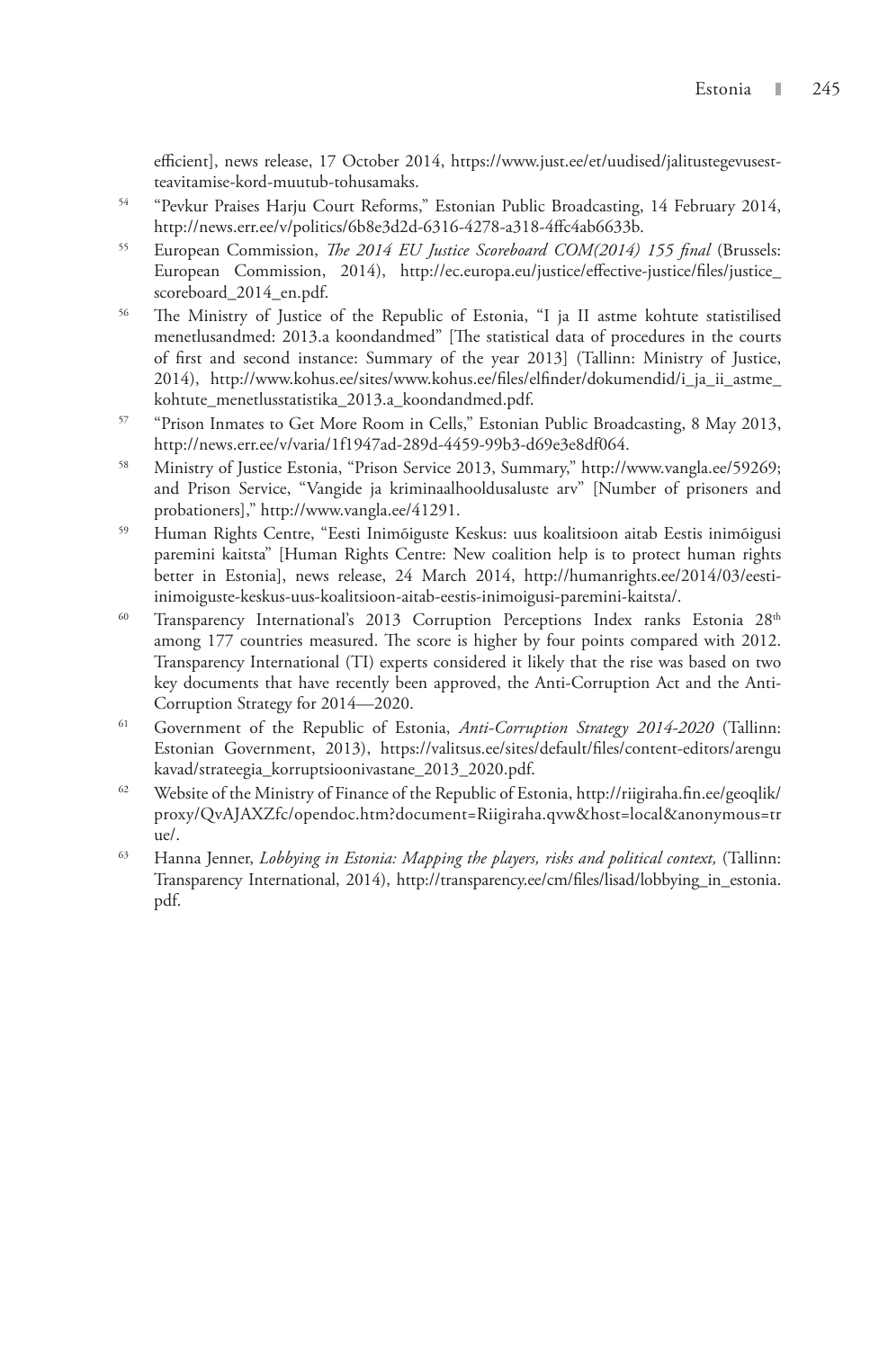efficient], news release, 17 October 2014, https://www.just.ee/et/uudised/jalitustegevusest-teavitamise-kord-muutub-tohusamaks.

54 "Pevkur Praises Harju Court Reforms," Estonian Public Broadcasting, 14 February 2014, http://news.err.ee/v/politics/6b8e3d2d-6316-4278-a318-4ffc4ab6633b.

55 European Commission, *The 2014 EU Justice Scoreboard COM(2014) 155 final* (Brussels: European Commission, 2014), http://ec.europa.eu/justice/effective-justice/files/justice_scoreboard_2014_en.pdf.

56 The Ministry of Justice of the Republic of Estonia, "I ja II astme kohtute statistilised menetlusandmed: 2013.a koondandmed" [The statistical data of procedures in the courts of first and second instance: Summary of the year 2013] (Tallinn: Ministry of Justice, 2014), http://www.kohus.ee/sites/www.kohus.ee/files/elfinder/dokumendid/i_ja_ii_astme_kohtute_menetlusstatistika_2013.a_koondandmed.pdf.

57 "Prison Inmates to Get More Room in Cells," Estonian Public Broadcasting, 8 May 2013, http://news.err.ee/v/varia/1f1947ad-289d-4459-99b3-d69e3e8df064.

58 Ministry of Justice Estonia, "Prison Service 2013, Summary," http://www.vangla.ee/59269; and Prison Service, "Vangide ja kriminaalhooldusaluste arv" [Number of prisoners and probationers]," http://www.vangla.ee/41291.

59 Human Rights Centre, "Eesti Inimõiguste Keskus: uus koalitsioon aitab Eestis inimõigusi paremini kaitsta" [Human Rights Centre: New coalition help is to protect human rights better in Estonia], news release, 24 March 2014, http://humanrights.ee/2014/03/eesti-inimoiguste-keskus-uus-koalitsioon-aitab-eestis-inimoigusi-paremini-kaitsta/.

60 Transparency International's 2013 Corruption Perceptions Index ranks Estonia 28th among 177 countries measured. The score is higher by four points compared with 2012. Transparency International (TI) experts considered it likely that the rise was based on two key documents that have recently been approved, the Anti-Corruption Act and the Anti-Corruption Strategy for 2014—2020.

61 Government of the Republic of Estonia, *Anti-Corruption Strategy 2014-2020* (Tallinn: Estonian Government, 2013), https://valitsus.ee/sites/default/files/content-editors/arengukavad/strateegia_korruptsioonivastane_2013_2020.pdf.

62 Website of the Ministry of Finance of the Republic of Estonia, http://riigiraha.fin.ee/geoqlik/proxy/QvAJAXZfc/opendoc.htm?document=Riigiraha.qvw&host=local&anonymous=true/.

63 Hanna Jenner, *Lobbying in Estonia: Mapping the players, risks and political context,* (Tallinn: Transparency International, 2014), http://transparency.ee/cm/files/lisad/lobbying_in_estonia.pdf.